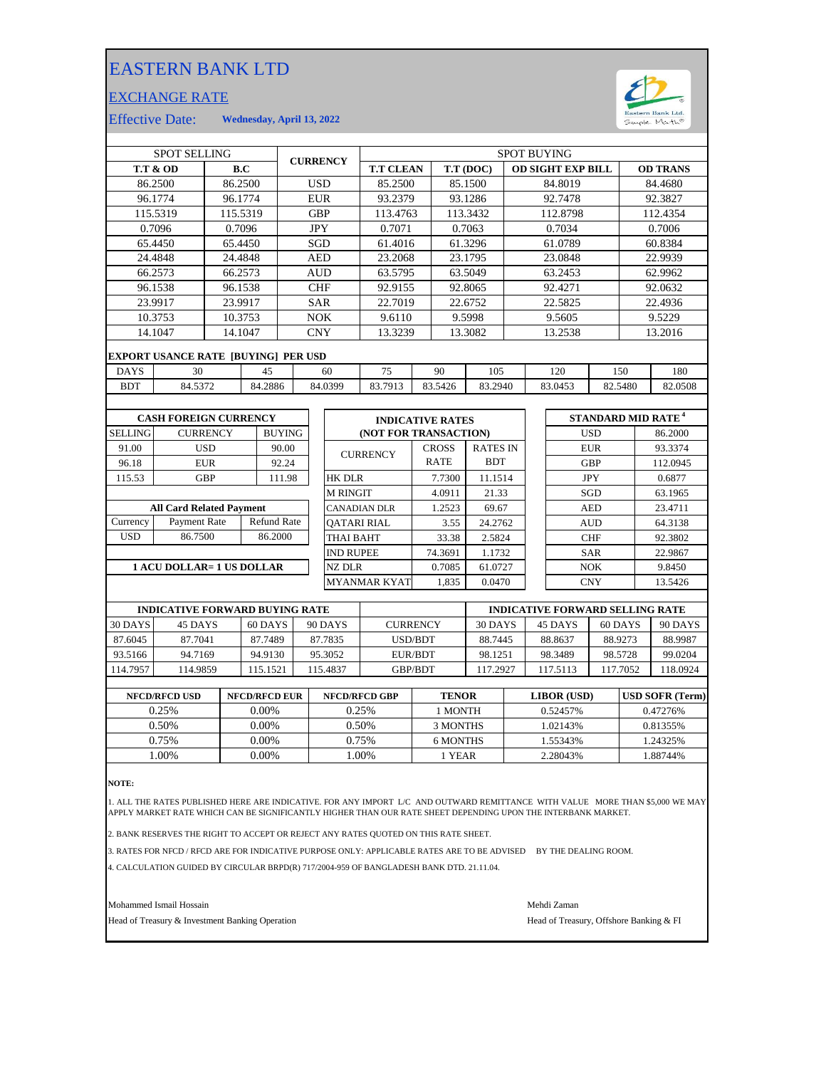# EASTERN BANK LTD

## EXCHANGE RATE

Effective Date: **Wednesday, April 13, 2022**

| SPOT SELLING | | CURRENCY | SPOT BUYING | | | |
|---|---|---|---|---|---|---|
| **T.T & OD** | **B.C** | | **T.T CLEAN** | **T.T (DOC)** | **OD SIGHT EXP BILL** | **OD TRANS** |
| 86.2500 | 86.2500 | USD | 85.2500 | 85.1500 | 84.8019 | 84.4680 |
| 96.1774 | 96.1774 | EUR | 93.2379 | 93.1286 | 92.7478 | 92.3827 |
| 115.5319 | 115.5319 | GBP | 113.4763 | 113.3432 | 112.8798 | 112.4354 |
| 0.7096 | 0.7096 | JPY | 0.7071 | 0.7063 | 0.7034 | 0.7006 |
| 65.4450 | 65.4450 | SGD | 61.4016 | 61.3296 | 61.0789 | 60.8384 |
| 24.4848 | 24.4848 | AED | 23.2068 | 23.1795 | 23.0848 | 22.9939 |
| 66.2573 | 66.2573 | AUD | 63.5795 | 63.5049 | 63.2453 | 62.9962 |
| 96.1538 | 96.1538 | CHF | 92.9155 | 92.8065 | 92.4271 | 92.0632 |
| 23.9917 | 23.9917 | SAR | 22.7019 | 22.6752 | 22.5825 | 22.4936 |
| 10.3753 | 10.3753 | NOK | 9.6110 | 9.5998 | 9.5605 | 9.5229 |
| 14.1047 | 14.1047 | CNY | 13.3239 | 13.3082 | 13.2538 | 13.2016 |

**EXPORT USANCE RATE [BUYING] PER USD**

| DAYS | 30 | 45 | 60 | 75 | 90 | 105 | 120 | 150 | 180 |
|---|---|---|---|---|---|---|---|---|---|
| BDT | 84.5372 | 84.2886 | 84.0399 | 83.7913 | 83.5426 | 83.2940 | 83.0453 | 82.5480 | 82.0508 |

**CASH FOREIGN CURRENCY**

| SELLING | CURRENCY | BUYING |
|---|---|---|
| 91.00 | USD | 90.00 |
| 96.18 | EUR | 92.24 |
| 115.53 | GBP | 111.98 |

**All Card Related Payment**

| Currency | Payment Rate | Refund Rate |
|---|---|---|
| USD | 86.7500 | 86.2000 |

**1 ACU DOLLAR= 1 US DOLLAR**

**INDICATIVE RATES (NOT FOR TRANSACTION)**

| CURRENCY | CROSS RATE | RATES IN BDT |
|---|---|---|
| HK DLR | 7.7300 | 11.1514 |
| M RINGIT | 4.0911 | 21.33 |
| CANADIAN DLR | 1.2523 | 69.67 |
| QATARI RIAL | 3.55 | 24.2762 |
| THAI BAHT | 33.38 | 2.5824 |
| IND RUPEE | 74.3691 | 1.1732 |
| NZ DLR | 0.7085 | 61.0727 |
| MYANMAR KYAT | 1,835 | 0.0470 |

**STANDARD MID RATE [4]**

| Currency | Rate |
|---|---|
| USD | 86.2000 |
| EUR | 93.3374 |
| GBP | 112.0945 |
| JPY | 0.6877 |
| SGD | 63.1965 |
| AED | 23.4711 |
| AUD | 64.3138 |
| CHF | 92.3802 |
| SAR | 22.9867 |
| NOK | 9.8450 |
| CNY | 13.5426 |

| INDICATIVE FORWARD BUYING RATE | | | | CURRENCY | INDICATIVE FORWARD SELLING RATE | | | |
|---|---|---|---|---|---|---|---|---|
| 30 DAYS | 45 DAYS | 60 DAYS | 90 DAYS | | 30 DAYS | 45 DAYS | 60 DAYS | 90 DAYS |
| 87.6045 | 87.7041 | 87.7489 | 87.7835 | USD/BDT | 88.7445 | 88.8637 | 88.9273 | 88.9987 |
| 93.5166 | 94.7169 | 94.9130 | 95.3052 | EUR/BDT | 98.1251 | 98.3489 | 98.5728 | 99.0204 |
| 114.7957 | 114.9859 | 115.1521 | 115.4837 | GBP/BDT | 117.2927 | 117.5113 | 117.7052 | 118.0924 |

| NFCD/RFCD USD | NFCD/RFCD EUR | NFCD/RFCD GBP | TENOR | LIBOR (USD) | USD SOFR (Term) |
|---|---|---|---|---|---|
| 0.25% | 0.00% | 0.25% | 1 MONTH | 0.52457% | 0.47276% |
| 0.50% | 0.00% | 0.50% | 3 MONTHS | 1.02143% | 0.81355% |
| 0.75% | 0.00% | 0.75% | 6 MONTHS | 1.55343% | 1.24325% |
| 1.00% | 0.00% | 1.00% | 1 YEAR | 2.28043% | 1.88744% |

**NOTE:**

1. ALL THE RATES PUBLISHED HERE ARE INDICATIVE. FOR ANY IMPORT L/C AND OUTWARD REMITTANCE WITH VALUE MORE THAN $5,000 WE MAY APPLY MARKET RATE WHICH CAN BE SIGNIFICANTLY HIGHER THAN OUR RATE SHEET DEPENDING UPON THE INTERBANK MARKET.

2. BANK RESERVES THE RIGHT TO ACCEPT OR REJECT ANY RATES QUOTED ON THIS RATE SHEET.

3. RATES FOR NFCD / RFCD ARE FOR INDICATIVE PURPOSE ONLY: APPLICABLE RATES ARE TO BE ADVISED BY THE DEALING ROOM.

4. CALCULATION GUIDED BY CIRCULAR BRPD(R) 717/2004-959 OF BANGLADESH BANK DTD. 21.11.04.

Mohammed Ismail Hossain
Head of Treasury & Investment Banking Operation

Mehdi Zaman
Head of Treasury, Offshore Banking & FI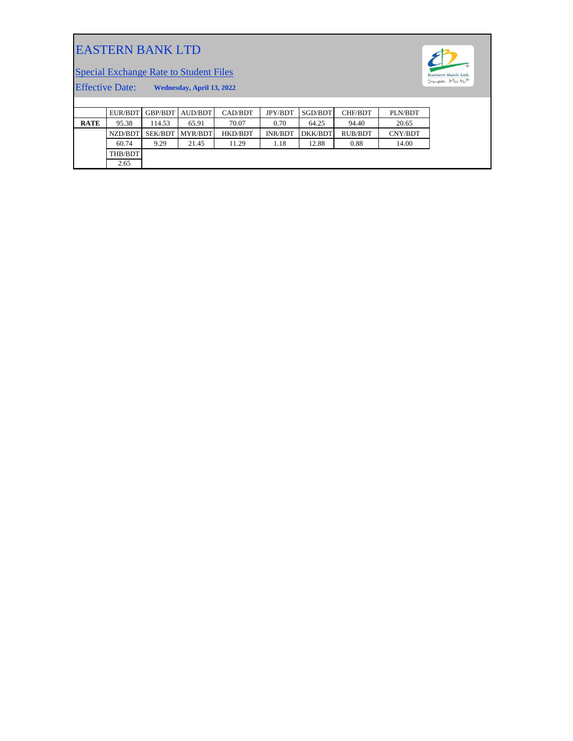# EASTERN BANK LTD

## Special Exchange Rate to Student Files

Effective Date: **Wednesday, April 13, 2022**

| | | | | | | | | |
|---|---|---|---|---|---|---|---|---|
| | EUR/BDT | GBP/BDT | AUD/BDT | CAD/BDT | JPY/BDT | SGD/BDT | CHF/BDT | PLN/BDT |
| **RATE** | 95.38 | 114.53 | 65.91 | 70.07 | 0.70 | 64.25 | 94.40 | 20.65 |
| | NZD/BDT | SEK/BDT | MYR/BDT | HKD/BDT | INR/BDT | DKK/BDT | RUB/BDT | CNY/BDT |
| | 60.74 | 9.29 | 21.45 | 11.29 | 1.18 | 12.88 | 0.88 | 14.00 |
| | THB/BDT | | | | | | | |
| | 2.65 | | | | | | | |